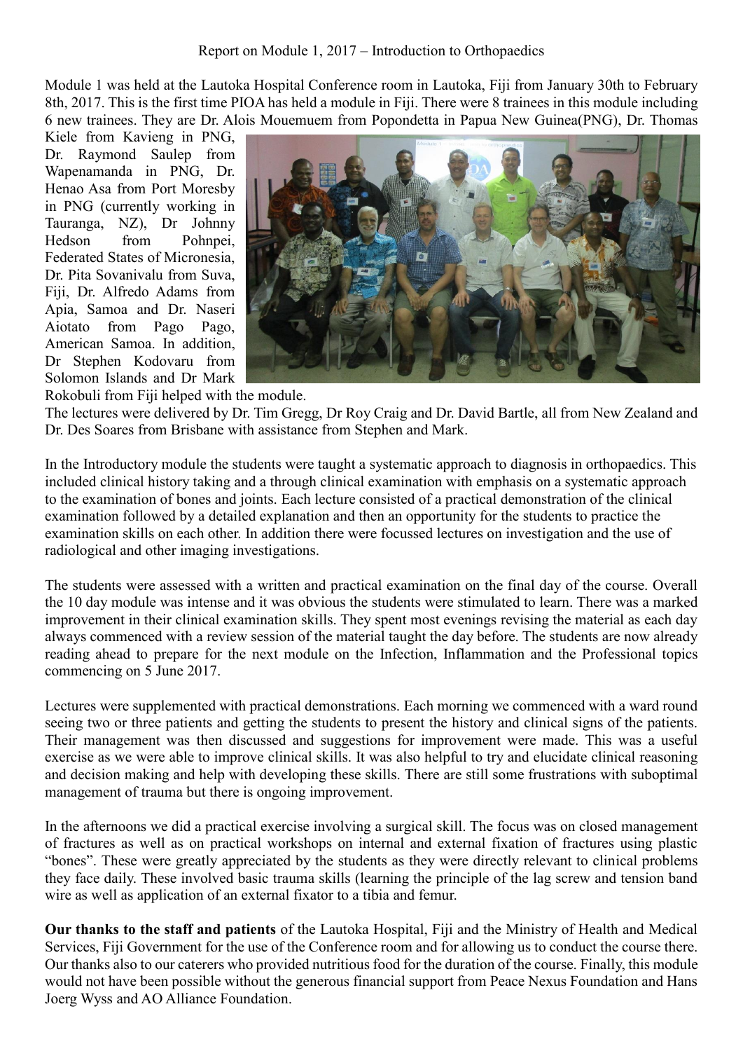Report on Module 1, 2017 – Introduction to Orthopaedics

Module 1 was held at the Lautoka Hospital Conference room in Lautoka, Fiji from January 30th to February 8th, 2017. This is the first time PIOA has held a module in Fiji. There were 8 trainees in this module including 6 new trainees. They are Dr. Alois Mouemuem from Popondetta in Papua New Guinea(PNG), Dr. Thomas Kiele from Kavieng in PNG, Dr. Raymond Saulep from Wapenamanda in PNG, Dr. Henao Asa from Port Moresby in PNG (currently working in Tauranga, NZ), Dr Johnny Hedson from Pohnpei, Federated States of Micronesia, Dr. Pita Sovanivalu from Suva, Fiji, Dr. Alfredo Adams from Apia, Samoa and Dr. Naseri Aiotato from Pago Pago, American Samoa. In addition, Dr Stephen Kodovaru from Solomon Islands and Dr Mark Rokobuli from Fiji helped with the module.

The lectures were delivered by Dr. Tim Gregg, Dr Roy Craig and Dr. David Bartle, all from New Zealand and Dr. Des Soares from Brisbane with assistance from Stephen and Mark.

In the Introductory module the students were taught a systematic approach to diagnosis in orthopaedics. This included clinical history taking and a through clinical examination with emphasis on a systematic approach to the examination of bones and joints. Each lecture consisted of a practical demonstration of the clinical examination followed by a detailed explanation and then an opportunity for the students to practice the examination skills on each other. In addition there were focussed lectures on investigation and the use of radiological and other imaging investigations.

The students were assessed with a written and practical examination on the final day of the course. Overall the 10 day module was intense and it was obvious the students were stimulated to learn. There was a marked improvement in their clinical examination skills. They spent most evenings revising the material as each day always commenced with a review session of the material taught the day before. The students are now already reading ahead to prepare for the next module on the Infection, Inflammation and the Professional topics commencing on 5 June 2017.

Lectures were supplemented with practical demonstrations. Each morning we commenced with a ward round seeing two or three patients and getting the students to present the history and clinical signs of the patients. Their management was then discussed and suggestions for improvement were made. This was a useful exercise as we were able to improve clinical skills. It was also helpful to try and elucidate clinical reasoning and decision making and help with developing these skills. There are still some frustrations with suboptimal management of trauma but there is ongoing improvement.

In the afternoons we did a practical exercise involving a surgical skill. The focus was on closed management of fractures as well as on practical workshops on internal and external fixation of fractures using plastic "bones". These were greatly appreciated by the students as they were directly relevant to clinical problems they face daily. These involved basic trauma skills (learning the principle of the lag screw and tension band wire as well as application of an external fixator to a tibia and femur.

**Our thanks to the staff and patients** of the Lautoka Hospital, Fiji and the Ministry of Health and Medical Services, Fiji Government for the use of the Conference room and for allowing us to conduct the course there. Our thanks also to our caterers who provided nutritious food for the duration of the course. Finally, this module would not have been possible without the generous financial support from Peace Nexus Foundation and Hans Joerg Wyss and AO Alliance Foundation.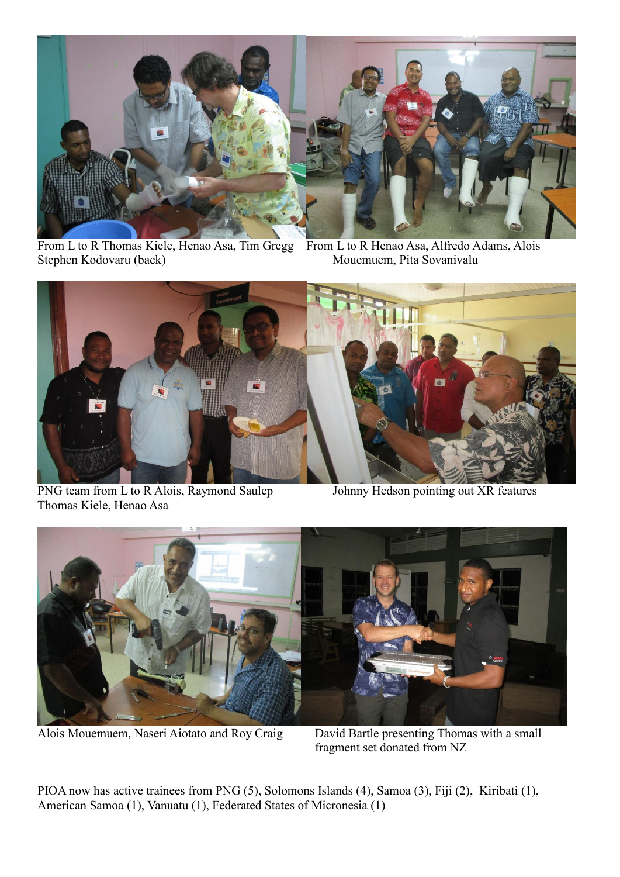From L to R Thomas Kiele, Henao Asa, Tim Gregg Stephen Kodovaru (back)

From L to R Henao Asa, Alfredo Adams, Alois Mouemuem, Pita Sovanivalu

PNG team from L to R Alois, Raymond Saulep Thomas Kiele, Henao Asa

Johnny Hedson pointing out XR features

Alois Mouemuem, Naseri Aiotato and Roy Craig

David Bartle presenting Thomas with a small fragment set donated from NZ

PIOA now has active trainees from PNG (5), Solomons Islands (4), Samoa (3), Fiji (2), Kiribati (1), American Samoa (1), Vanuatu (1), Federated States of Micronesia (1)